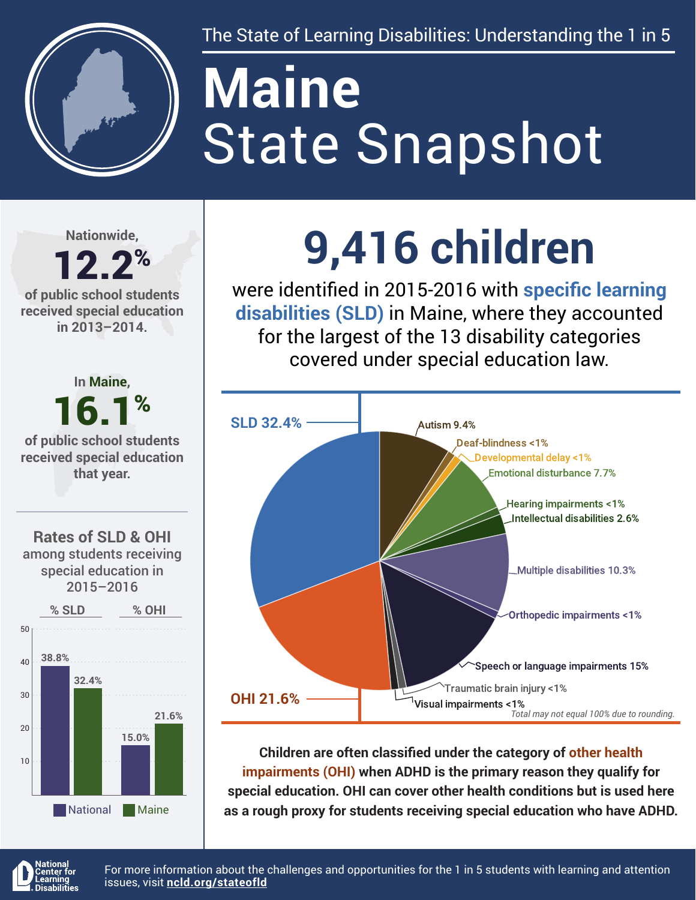The State of Learning Disabilities: Understanding the 1 in 5

# Maine
## State Snapshot

Nationwide, **12.2%** of public school students received special education in 2013–2014.

In Maine, **16.1%** of public school students received special education that year.

### Rates of SLD & OHI among students receiving special education in 2015–2016

| | National | Maine |
|---|---|---|
| % SLD | 38.8% | 32.4% |
| % OHI | 15.0% | 21.6% |

# 9,416 children

were identified in 2015-2016 with **specific learning disabilities (SLD)** in Maine, where they accounted for the largest of the 13 disability categories covered under special education law.

| Category | Percent |
|---|---|
| SLD | 32.4% |
| Autism | 9.4% |
| Deaf-blindness | <1% |
| Developmental delay | <1% |
| Emotional disturbance | 7.7% |
| Hearing impairments | <1% |
| Intellectual disabilities | 2.6% |
| Multiple disabilities | 10.3% |
| Orthopedic impairments | <1% |
| Speech or language impairments | 15% |
| Traumatic brain injury | <1% |
| Visual impairments | <1% |
| OHI | 21.6% |

*Total may not equal 100% due to rounding.*

**Children are often classified under the category of other health impairments (OHI) when ADHD is the primary reason they qualify for special education. OHI can cover other health conditions but is used here as a rough proxy for students receiving special education who have ADHD.**

National Center for Learning Disabilities

For more information about the challenges and opportunities for the 1 in 5 students with learning and attention issues, visit **ncld.org/stateofld**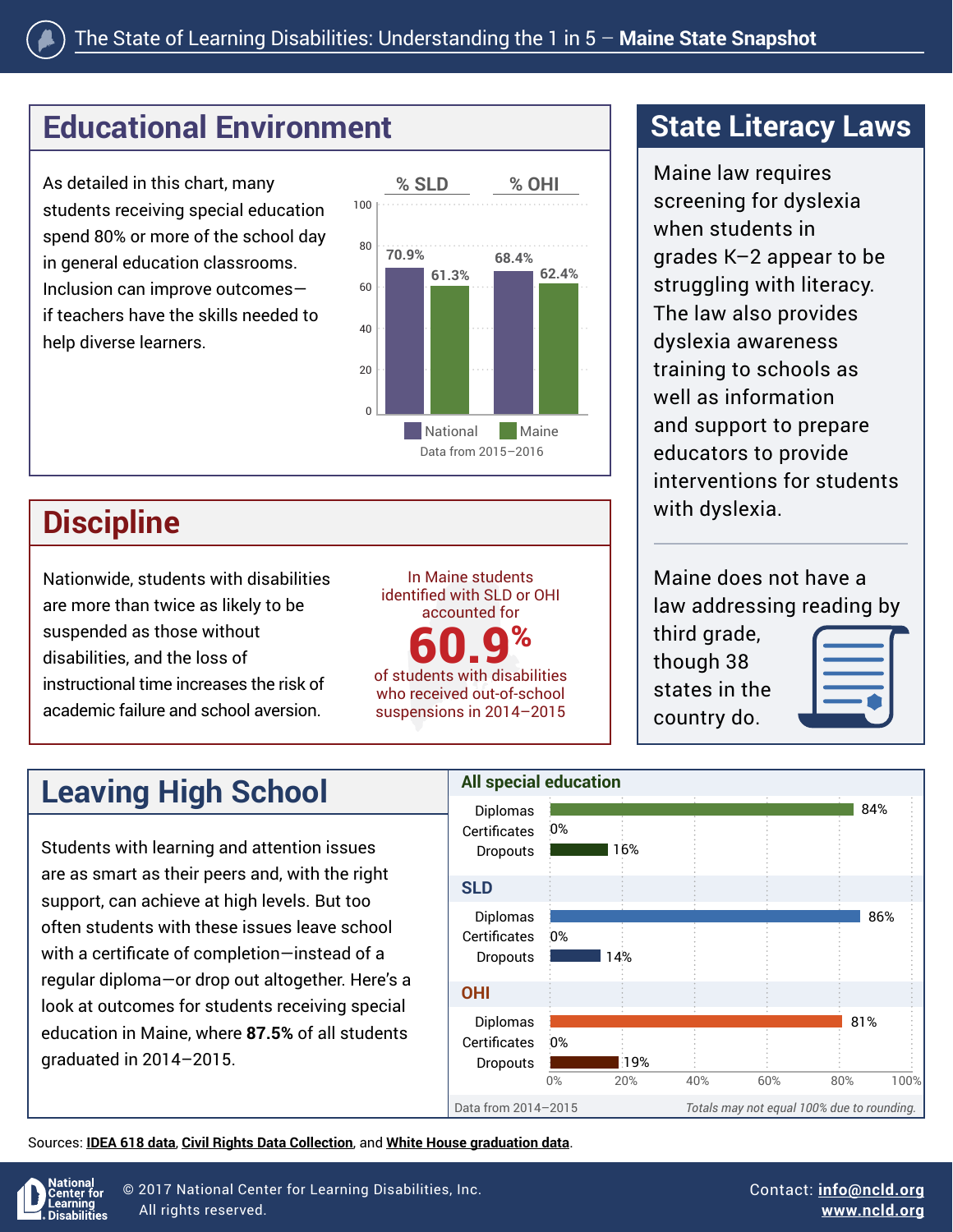# The State of Learning Disabilities: Understanding the 1 in 5 – Maine State Snapshot

## Educational Environment

As detailed in this chart, many students receiving special education spend 80% or more of the school day in general education classrooms. Inclusion can improve outcomes—if teachers have the skills needed to help diverse learners.

% SLD
% OHI
100
80
60
40
20
0
70.9%
61.3%
68.4%
62.4%
National
Maine
Data from 2015–2016

## State Literacy Laws

Maine law requires screening for dyslexia when students in grades K–2 appear to be struggling with literacy. The law also provides dyslexia awareness training to schools as well as information and support to prepare educators to provide interventions for students with dyslexia.

Maine does not have a law addressing reading by third grade, though 38 states in the country do.

## Discipline

Nationwide, students with disabilities are more than twice as likely to be suspended as those without disabilities, and the loss of instructional time increases the risk of academic failure and school aversion.

In Maine students identified with SLD or OHI accounted for **60.9%** of students with disabilities who received out-of-school suspensions in 2014–2015

## Leaving High School

Students with learning and attention issues are as smart as their peers and, with the right support, can achieve at high levels. But too often students with these issues leave school with a certificate of completion—instead of a regular diploma—or drop out altogether. Here's a look at outcomes for students receiving special education in Maine, where **87.5%** of all students graduated in 2014–2015.

**All special education**
Diplomas 84%
Certificates 0%
Dropouts 16%

**SLD**
Diplomas 86%
Certificates 0%
Dropouts 14%

**OHI**
Diplomas 81%
Certificates 0%
Dropouts 19%

0% 20% 40% 60% 80% 100%

Data from 2014–2015

*Totals may not equal 100% due to rounding.*

Sources: **IDEA 618 data**, **Civil Rights Data Collection**, and **White House graduation data**.

National Center for Learning Disabilities

© 2017 National Center for Learning Disabilities, Inc. All rights reserved.

Contact: **info@ncld.org** **www.ncld.org**